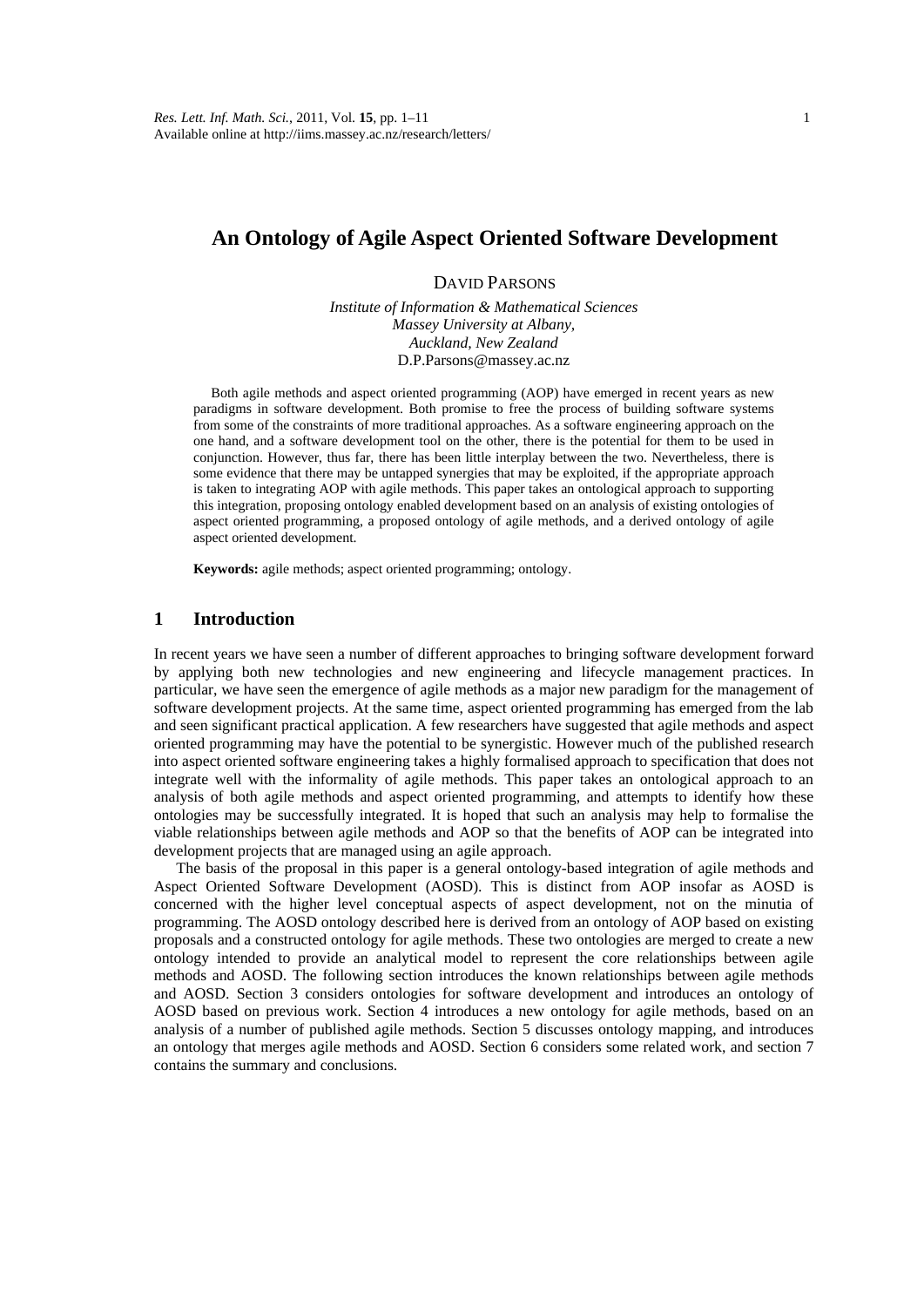# An Ontology of Agile Aspect Oriented Software Development

DAVID PARSONS

*Institute of Information & Mathematical Sciences*
*Massey University at Albany,*
*Auckland, New Zealand*
D.P.Parsons@massey.ac.nz

Both agile methods and aspect oriented programming (AOP) have emerged in recent years as new paradigms in software development. Both promise to free the process of building software systems from some of the constraints of more traditional approaches. As a software engineering approach on the one hand, and a software development tool on the other, there is the potential for them to be used in conjunction. However, thus far, there has been little interplay between the two. Nevertheless, there is some evidence that there may be untapped synergies that may be exploited, if the appropriate approach is taken to integrating AOP with agile methods. This paper takes an ontological approach to supporting this integration, proposing ontology enabled development based on an analysis of existing ontologies of aspect oriented programming, a proposed ontology of agile methods, and a derived ontology of agile aspect oriented development.

**Keywords:** agile methods; aspect oriented programming; ontology.

## 1 Introduction

In recent years we have seen a number of different approaches to bringing software development forward by applying both new technologies and new engineering and lifecycle management practices. In particular, we have seen the emergence of agile methods as a major new paradigm for the management of software development projects. At the same time, aspect oriented programming has emerged from the lab and seen significant practical application. A few researchers have suggested that agile methods and aspect oriented programming may have the potential to be synergistic. However much of the published research into aspect oriented software engineering takes a highly formalised approach to specification that does not integrate well with the informality of agile methods. This paper takes an ontological approach to an analysis of both agile methods and aspect oriented programming, and attempts to identify how these ontologies may be successfully integrated. It is hoped that such an analysis may help to formalise the viable relationships between agile methods and AOP so that the benefits of AOP can be integrated into development projects that are managed using an agile approach.

The basis of the proposal in this paper is a general ontology-based integration of agile methods and Aspect Oriented Software Development (AOSD). This is distinct from AOP insofar as AOSD is concerned with the higher level conceptual aspects of aspect development, not on the minutia of programming. The AOSD ontology described here is derived from an ontology of AOP based on existing proposals and a constructed ontology for agile methods. These two ontologies are merged to create a new ontology intended to provide an analytical model to represent the core relationships between agile methods and AOSD. The following section introduces the known relationships between agile methods and AOSD. Section 3 considers ontologies for software development and introduces an ontology of AOSD based on previous work. Section 4 introduces a new ontology for agile methods, based on an analysis of a number of published agile methods. Section 5 discusses ontology mapping, and introduces an ontology that merges agile methods and AOSD. Section 6 considers some related work, and section 7 contains the summary and conclusions.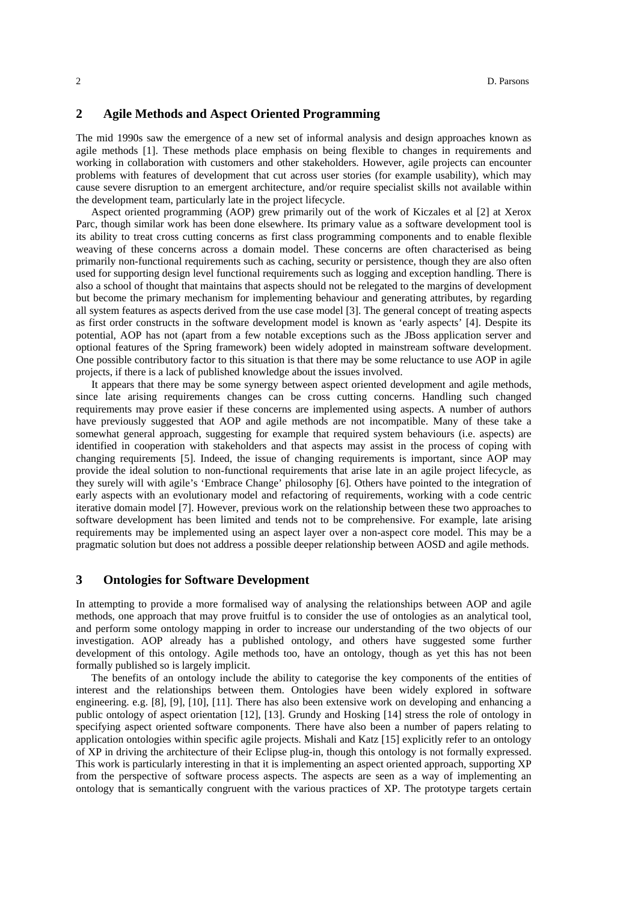## 2 Agile Methods and Aspect Oriented Programming

The mid 1990s saw the emergence of a new set of informal analysis and design approaches known as agile methods [1]. These methods place emphasis on being flexible to changes in requirements and working in collaboration with customers and other stakeholders. However, agile projects can encounter problems with features of development that cut across user stories (for example usability), which may cause severe disruption to an emergent architecture, and/or require specialist skills not available within the development team, particularly late in the project lifecycle.

Aspect oriented programming (AOP) grew primarily out of the work of Kiczales et al [2] at Xerox Parc, though similar work has been done elsewhere. Its primary value as a software development tool is its ability to treat cross cutting concerns as first class programming components and to enable flexible weaving of these concerns across a domain model. These concerns are often characterised as being primarily non-functional requirements such as caching, security or persistence, though they are also often used for supporting design level functional requirements such as logging and exception handling. There is also a school of thought that maintains that aspects should not be relegated to the margins of development but become the primary mechanism for implementing behaviour and generating attributes, by regarding all system features as aspects derived from the use case model [3]. The general concept of treating aspects as first order constructs in the software development model is known as 'early aspects' [4]. Despite its potential, AOP has not (apart from a few notable exceptions such as the JBoss application server and optional features of the Spring framework) been widely adopted in mainstream software development. One possible contributory factor to this situation is that there may be some reluctance to use AOP in agile projects, if there is a lack of published knowledge about the issues involved.

It appears that there may be some synergy between aspect oriented development and agile methods, since late arising requirements changes can be cross cutting concerns. Handling such changed requirements may prove easier if these concerns are implemented using aspects. A number of authors have previously suggested that AOP and agile methods are not incompatible. Many of these take a somewhat general approach, suggesting for example that required system behaviours (i.e. aspects) are identified in cooperation with stakeholders and that aspects may assist in the process of coping with changing requirements [5]. Indeed, the issue of changing requirements is important, since AOP may provide the ideal solution to non-functional requirements that arise late in an agile project lifecycle, as they surely will with agile's 'Embrace Change' philosophy [6]. Others have pointed to the integration of early aspects with an evolutionary model and refactoring of requirements, working with a code centric iterative domain model [7]. However, previous work on the relationship between these two approaches to software development has been limited and tends not to be comprehensive. For example, late arising requirements may be implemented using an aspect layer over a non-aspect core model. This may be a pragmatic solution but does not address a possible deeper relationship between AOSD and agile methods.

## 3 Ontologies for Software Development

In attempting to provide a more formalised way of analysing the relationships between AOP and agile methods, one approach that may prove fruitful is to consider the use of ontologies as an analytical tool, and perform some ontology mapping in order to increase our understanding of the two objects of our investigation. AOP already has a published ontology, and others have suggested some further development of this ontology. Agile methods too, have an ontology, though as yet this has not been formally published so is largely implicit.

The benefits of an ontology include the ability to categorise the key components of the entities of interest and the relationships between them. Ontologies have been widely explored in software engineering. e.g. [8], [9], [10], [11]. There has also been extensive work on developing and enhancing a public ontology of aspect orientation [12], [13]. Grundy and Hosking [14] stress the role of ontology in specifying aspect oriented software components. There have also been a number of papers relating to application ontologies within specific agile projects. Mishali and Katz [15] explicitly refer to an ontology of XP in driving the architecture of their Eclipse plug-in, though this ontology is not formally expressed. This work is particularly interesting in that it is implementing an aspect oriented approach, supporting XP from the perspective of software process aspects. The aspects are seen as a way of implementing an ontology that is semantically congruent with the various practices of XP. The prototype targets certain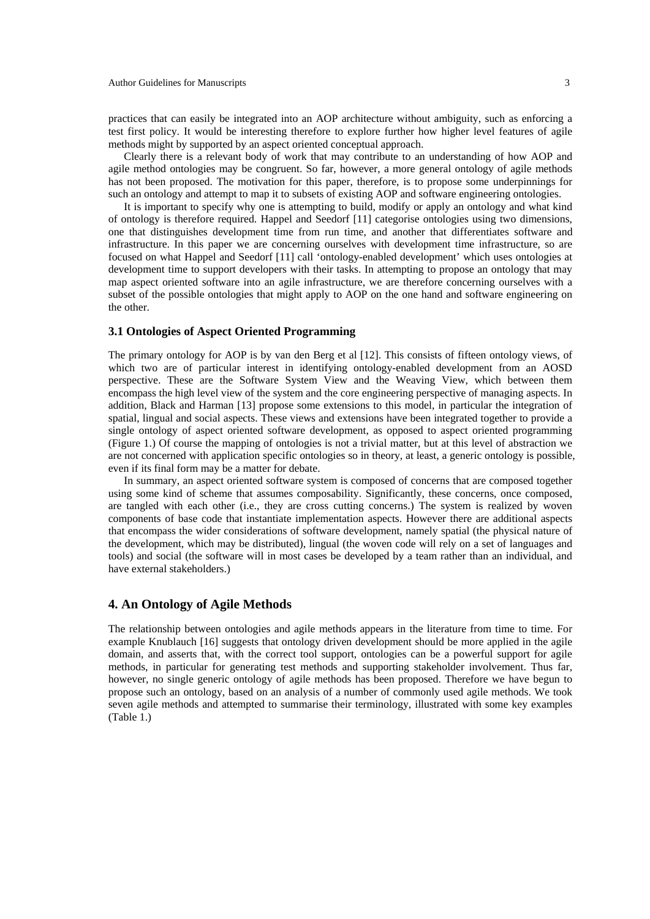practices that can easily be integrated into an AOP architecture without ambiguity, such as enforcing a test first policy. It would be interesting therefore to explore further how higher level features of agile methods might by supported by an aspect oriented conceptual approach.

Clearly there is a relevant body of work that may contribute to an understanding of how AOP and agile method ontologies may be congruent. So far, however, a more general ontology of agile methods has not been proposed. The motivation for this paper, therefore, is to propose some underpinnings for such an ontology and attempt to map it to subsets of existing AOP and software engineering ontologies.

It is important to specify why one is attempting to build, modify or apply an ontology and what kind of ontology is therefore required. Happel and Seedorf [11] categorise ontologies using two dimensions, one that distinguishes development time from run time, and another that differentiates software and infrastructure. In this paper we are concerning ourselves with development time infrastructure, so are focused on what Happel and Seedorf [11] call 'ontology-enabled development' which uses ontologies at development time to support developers with their tasks. In attempting to propose an ontology that may map aspect oriented software into an agile infrastructure, we are therefore concerning ourselves with a subset of the possible ontologies that might apply to AOP on the one hand and software engineering on the other.

### 3.1 Ontologies of Aspect Oriented Programming

The primary ontology for AOP is by van den Berg et al [12]. This consists of fifteen ontology views, of which two are of particular interest in identifying ontology-enabled development from an AOSD perspective. These are the Software System View and the Weaving View, which between them encompass the high level view of the system and the core engineering perspective of managing aspects. In addition, Black and Harman [13] propose some extensions to this model, in particular the integration of spatial, lingual and social aspects. These views and extensions have been integrated together to provide a single ontology of aspect oriented software development, as opposed to aspect oriented programming (Figure 1.) Of course the mapping of ontologies is not a trivial matter, but at this level of abstraction we are not concerned with application specific ontologies so in theory, at least, a generic ontology is possible, even if its final form may be a matter for debate.

In summary, an aspect oriented software system is composed of concerns that are composed together using some kind of scheme that assumes composability. Significantly, these concerns, once composed, are tangled with each other (i.e., they are cross cutting concerns.) The system is realized by woven components of base code that instantiate implementation aspects. However there are additional aspects that encompass the wider considerations of software development, namely spatial (the physical nature of the development, which may be distributed), lingual (the woven code will rely on a set of languages and tools) and social (the software will in most cases be developed by a team rather than an individual, and have external stakeholders.)

## 4. An Ontology of Agile Methods

The relationship between ontologies and agile methods appears in the literature from time to time. For example Knublauch [16] suggests that ontology driven development should be more applied in the agile domain, and asserts that, with the correct tool support, ontologies can be a powerful support for agile methods, in particular for generating test methods and supporting stakeholder involvement. Thus far, however, no single generic ontology of agile methods has been proposed. Therefore we have begun to propose such an ontology, based on an analysis of a number of commonly used agile methods. We took seven agile methods and attempted to summarise their terminology, illustrated with some key examples (Table 1.)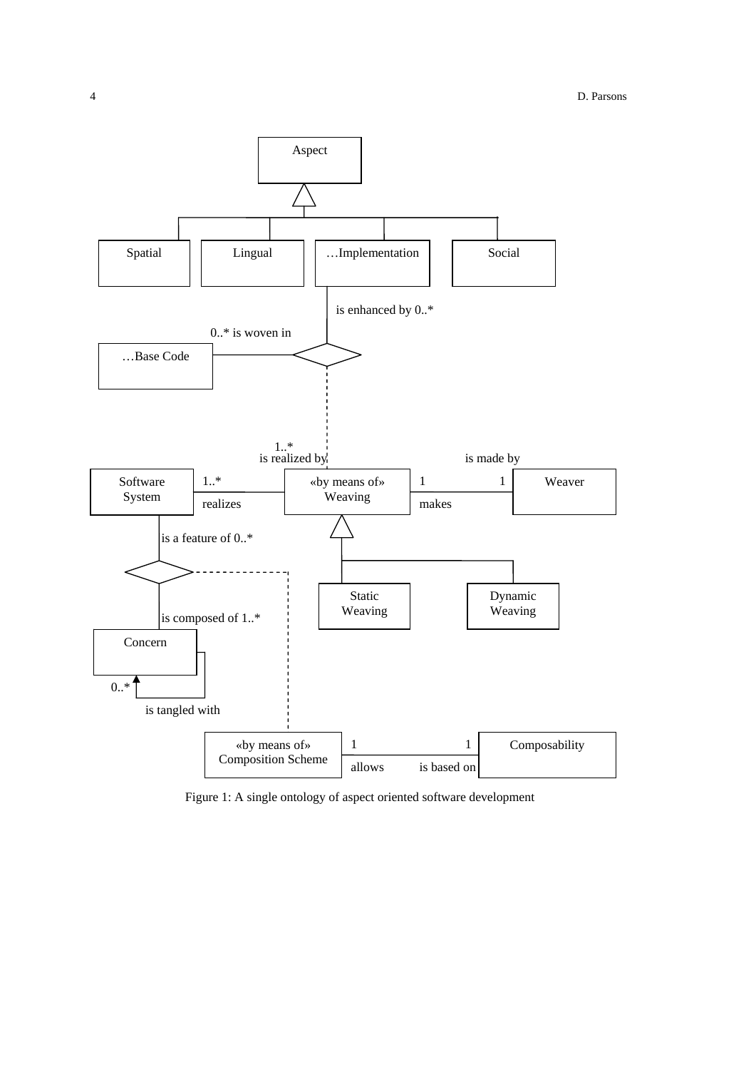Figure 1: A single ontology of aspect oriented software development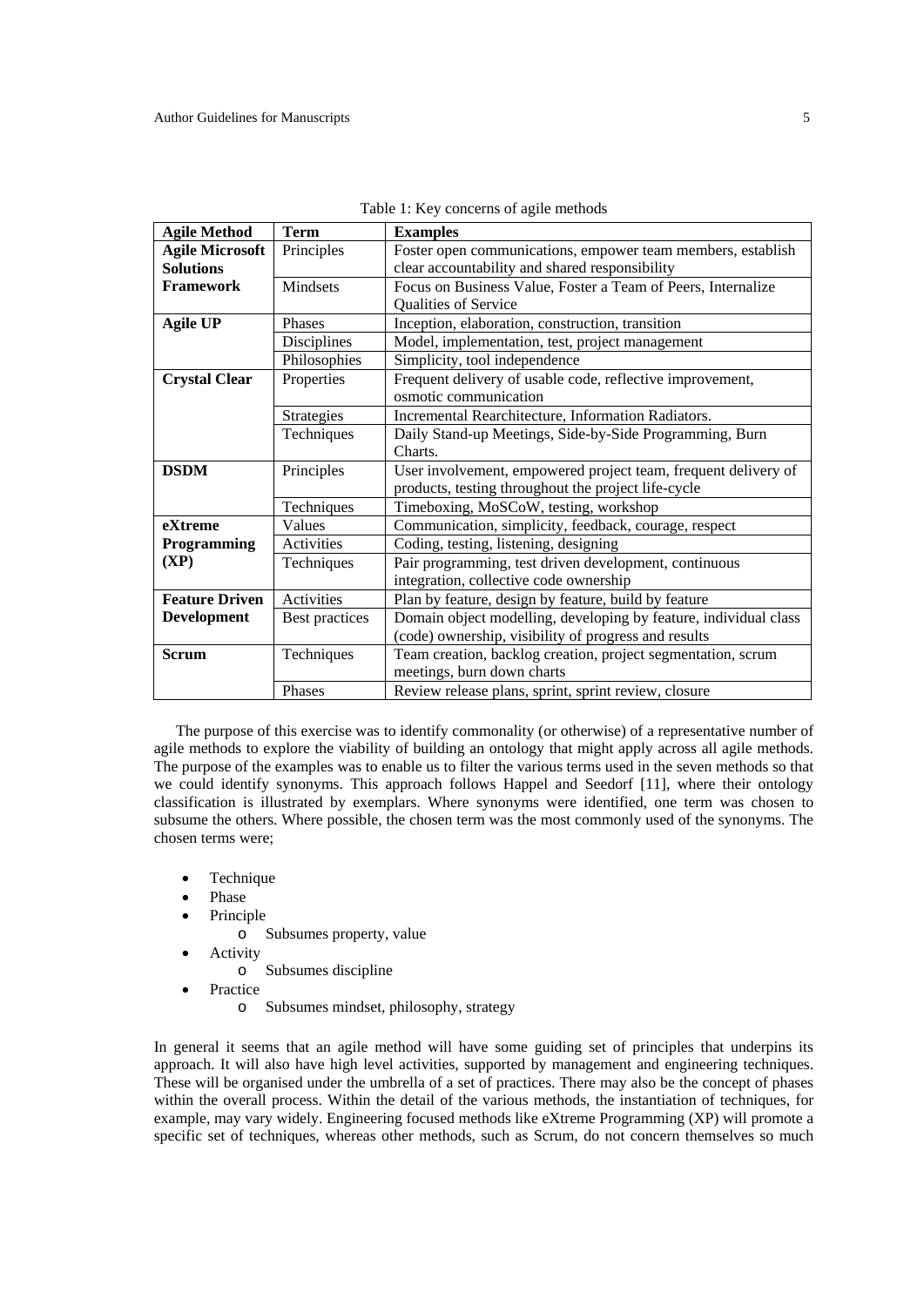Table 1: Key concerns of agile methods

| Agile Method | Term | Examples |
|---|---|---|
| **Agile Microsoft Solutions Framework** | Principles | Foster open communications, empower team members, establish clear accountability and shared responsibility |
| | Mindsets | Focus on Business Value, Foster a Team of Peers, Internalize Qualities of Service |
| **Agile UP** | Phases | Inception, elaboration, construction, transition |
| | Disciplines | Model, implementation, test, project management |
| | Philosophies | Simplicity, tool independence |
| **Crystal Clear** | Properties | Frequent delivery of usable code, reflective improvement, osmotic communication |
| | Strategies | Incremental Rearchitecture, Information Radiators. |
| | Techniques | Daily Stand-up Meetings, Side-by-Side Programming, Burn Charts. |
| **DSDM** | Principles | User involvement, empowered project team, frequent delivery of products, testing throughout the project life-cycle |
| | Techniques | Timeboxing, MoSCoW, testing, workshop |
| **eXtreme Programming (XP)** | Values | Communication, simplicity, feedback, courage, respect |
| | Activities | Coding, testing, listening, designing |
| | Techniques | Pair programming, test driven development, continuous integration, collective code ownership |
| **Feature Driven Development** | Activities | Plan by feature, design by feature, build by feature |
| | Best practices | Domain object modelling, developing by feature, individual class (code) ownership, visibility of progress and results |
| **Scrum** | Techniques | Team creation, backlog creation, project segmentation, scrum meetings, burn down charts |
| | Phases | Review release plans, sprint, sprint review, closure |

The purpose of this exercise was to identify commonality (or otherwise) of a representative number of agile methods to explore the viability of building an ontology that might apply across all agile methods. The purpose of the examples was to enable us to filter the various terms used in the seven methods so that we could identify synonyms. This approach follows Happel and Seedorf [11], where their ontology classification is illustrated by exemplars. Where synonyms were identified, one term was chosen to subsume the others. Where possible, the chosen term was the most commonly used of the synonyms. The chosen terms were;

- Technique
- Phase
- Principle
  - Subsumes property, value
- Activity
  - Subsumes discipline
- Practice
  - Subsumes mindset, philosophy, strategy

In general it seems that an agile method will have some guiding set of principles that underpins its approach. It will also have high level activities, supported by management and engineering techniques. These will be organised under the umbrella of a set of practices. There may also be the concept of phases within the overall process. Within the detail of the various methods, the instantiation of techniques, for example, may vary widely. Engineering focused methods like eXtreme Programming (XP) will promote a specific set of techniques, whereas other methods, such as Scrum, do not concern themselves so much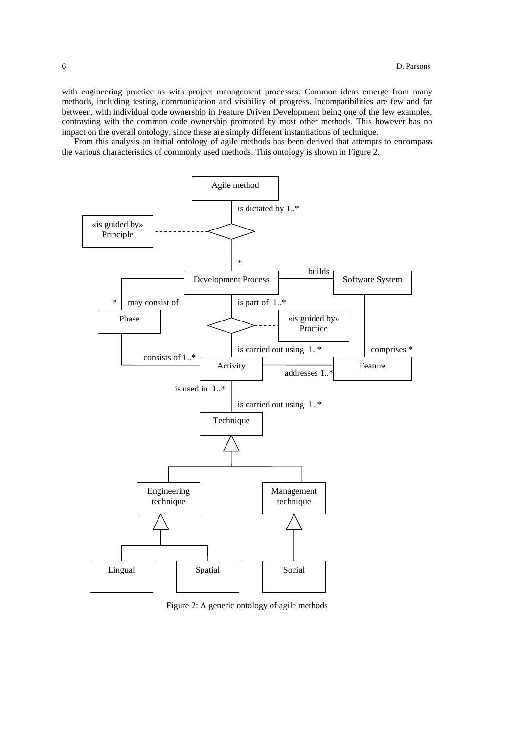with engineering practice as with project management processes. Common ideas emerge from many methods, including testing, communication and visibility of progress. Incompatibilities are few and far between, with individual code ownership in Feature Driven Development being one of the few examples, contrasting with the common code ownership promoted by most other methods. This however has no impact on the overall ontology, since these are simply different instantiations of technique.

From this analysis an initial ontology of agile methods has been derived that attempts to encompass the various characteristics of commonly used methods. This ontology is shown in Figure 2.

Figure 2: A generic ontology of agile methods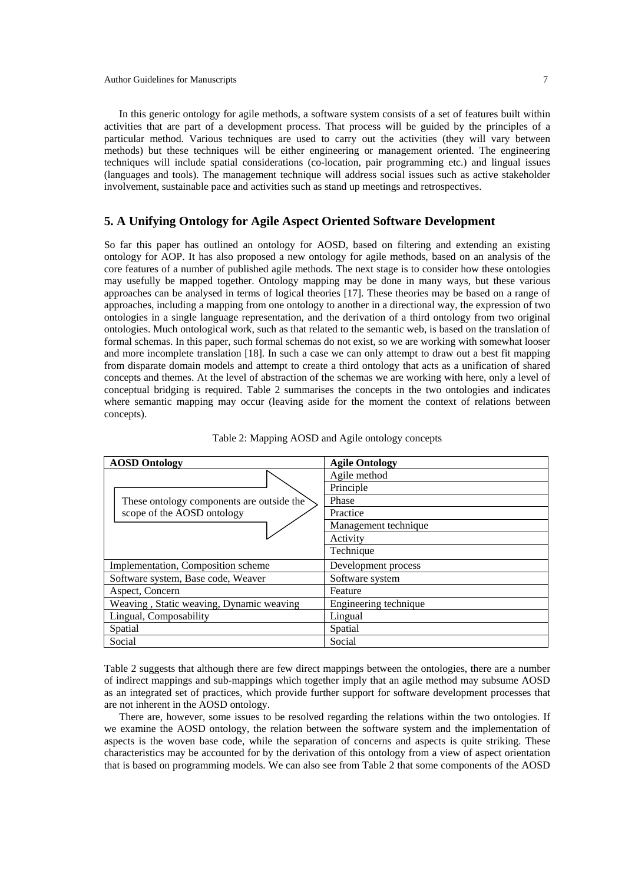In this generic ontology for agile methods, a software system consists of a set of features built within activities that are part of a development process. That process will be guided by the principles of a particular method. Various techniques are used to carry out the activities (they will vary between methods) but these techniques will be either engineering or management oriented. The engineering techniques will include spatial considerations (co-location, pair programming etc.) and lingual issues (languages and tools). The management technique will address social issues such as active stakeholder involvement, sustainable pace and activities such as stand up meetings and retrospectives.

## 5. A Unifying Ontology for Agile Aspect Oriented Software Development

So far this paper has outlined an ontology for AOSD, based on filtering and extending an existing ontology for AOP. It has also proposed a new ontology for agile methods, based on an analysis of the core features of a number of published agile methods. The next stage is to consider how these ontologies may usefully be mapped together. Ontology mapping may be done in many ways, but these various approaches can be analysed in terms of logical theories [17]. These theories may be based on a range of approaches, including a mapping from one ontology to another in a directional way, the expression of two ontologies in a single language representation, and the derivation of a third ontology from two original ontologies. Much ontological work, such as that related to the semantic web, is based on the translation of formal schemas. In this paper, such formal schemas do not exist, so we are working with somewhat looser and more incomplete translation [18]. In such a case we can only attempt to draw out a best fit mapping from disparate domain models and attempt to create a third ontology that acts as a unification of shared concepts and themes. At the level of abstraction of the schemas we are working with here, only a level of conceptual bridging is required. Table 2 summarises the concepts in the two ontologies and indicates where semantic mapping may occur (leaving aside for the moment the context of relations between concepts).

Table 2: Mapping AOSD and Agile ontology concepts

| AOSD Ontology | Agile Ontology |
|---|---|
| These ontology components are outside the scope of the AOSD ontology | Agile method |
| | Principle |
| | Phase |
| | Practice |
| | Management technique |
| | Activity |
| | Technique |
| Implementation, Composition scheme | Development process |
| Software system, Base code, Weaver | Software system |
| Aspect, Concern | Feature |
| Weaving , Static weaving, Dynamic weaving | Engineering technique |
| Lingual, Composability | Lingual |
| Spatial | Spatial |
| Social | Social |

Table 2 suggests that although there are few direct mappings between the ontologies, there are a number of indirect mappings and sub-mappings which together imply that an agile method may subsume AOSD as an integrated set of practices, which provide further support for software development processes that are not inherent in the AOSD ontology.

There are, however, some issues to be resolved regarding the relations within the two ontologies. If we examine the AOSD ontology, the relation between the software system and the implementation of aspects is the woven base code, while the separation of concerns and aspects is quite striking. These characteristics may be accounted for by the derivation of this ontology from a view of aspect orientation that is based on programming models. We can also see from Table 2 that some components of the AOSD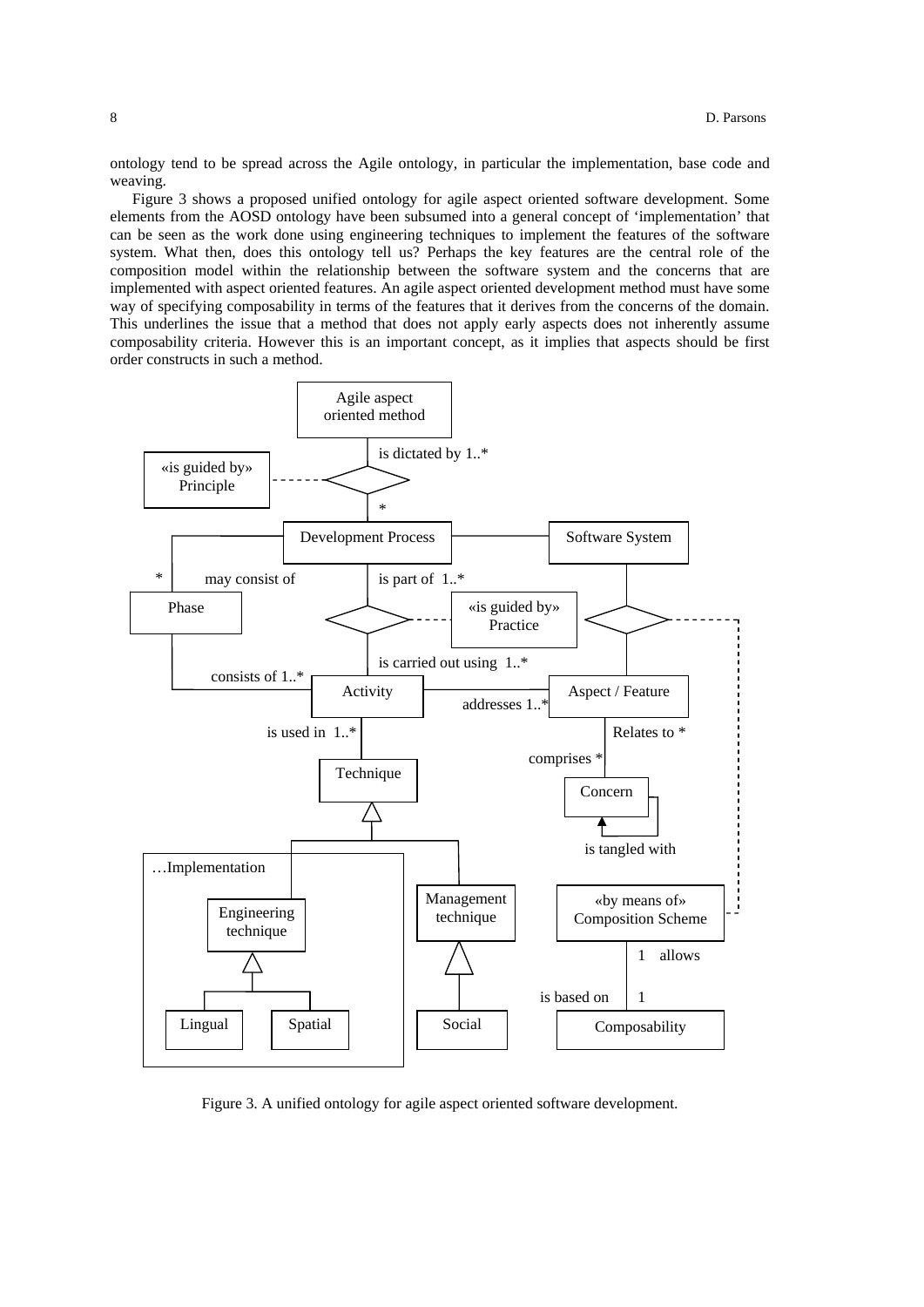ontology tend to be spread across the Agile ontology, in particular the implementation, base code and weaving.

Figure 3 shows a proposed unified ontology for agile aspect oriented software development. Some elements from the AOSD ontology have been subsumed into a general concept of 'implementation' that can be seen as the work done using engineering techniques to implement the features of the software system. What then, does this ontology tell us? Perhaps the key features are the central role of the composition model within the relationship between the software system and the concerns that are implemented with aspect oriented features. An agile aspect oriented development method must have some way of specifying composability in terms of the features that it derives from the concerns of the domain. This underlines the issue that a method that does not apply early aspects does not inherently assume composability criteria. However this is an important concept, as it implies that aspects should be first order constructs in such a method.

Figure 3. A unified ontology for agile aspect oriented software development.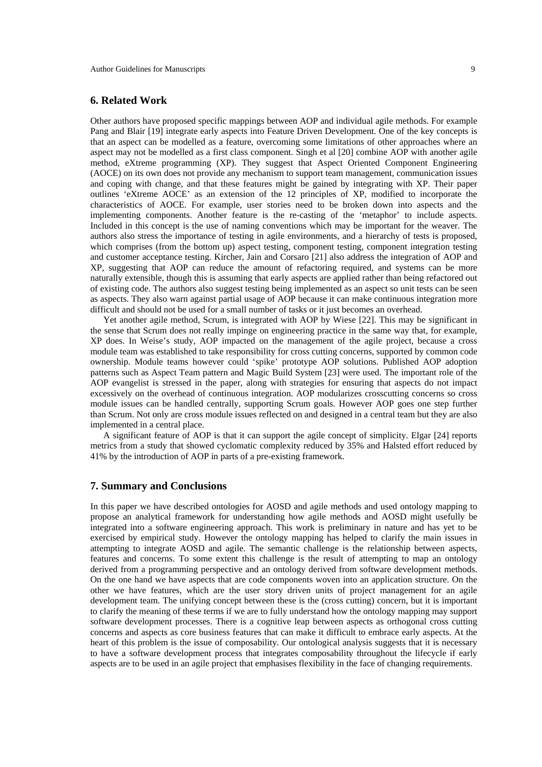## 6. Related Work

Other authors have proposed specific mappings between AOP and individual agile methods. For example Pang and Blair [19] integrate early aspects into Feature Driven Development. One of the key concepts is that an aspect can be modelled as a feature, overcoming some limitations of other approaches where an aspect may not be modelled as a first class component. Singh et al [20] combine AOP with another agile method, eXtreme programming (XP). They suggest that Aspect Oriented Component Engineering (AOCE) on its own does not provide any mechanism to support team management, communication issues and coping with change, and that these features might be gained by integrating with XP. Their paper outlines 'eXtreme AOCE' as an extension of the 12 principles of XP, modified to incorporate the characteristics of AOCE. For example, user stories need to be broken down into aspects and the implementing components. Another feature is the re-casting of the 'metaphor' to include aspects. Included in this concept is the use of naming conventions which may be important for the weaver. The authors also stress the importance of testing in agile environments, and a hierarchy of tests is proposed, which comprises (from the bottom up) aspect testing, component testing, component integration testing and customer acceptance testing. Kircher, Jain and Corsaro [21] also address the integration of AOP and XP, suggesting that AOP can reduce the amount of refactoring required, and systems can be more naturally extensible, though this is assuming that early aspects are applied rather than being refactored out of existing code. The authors also suggest testing being implemented as an aspect so unit tests can be seen as aspects. They also warn against partial usage of AOP because it can make continuous integration more difficult and should not be used for a small number of tasks or it just becomes an overhead.

Yet another agile method, Scrum, is integrated with AOP by Wiese [22]. This may be significant in the sense that Scrum does not really impinge on engineering practice in the same way that, for example, XP does. In Weise's study, AOP impacted on the management of the agile project, because a cross module team was established to take responsibility for cross cutting concerns, supported by common code ownership. Module teams however could 'spike' prototype AOP solutions. Published AOP adoption patterns such as Aspect Team pattern and Magic Build System [23] were used. The important role of the AOP evangelist is stressed in the paper, along with strategies for ensuring that aspects do not impact excessively on the overhead of continuous integration. AOP modularizes crosscutting concerns so cross module issues can be handled centrally, supporting Scrum goals. However AOP goes one step further than Scrum. Not only are cross module issues reflected on and designed in a central team but they are also implemented in a central place.

A significant feature of AOP is that it can support the agile concept of simplicity. Elgar [24] reports metrics from a study that showed cyclomatic complexity reduced by 35% and Halsted effort reduced by 41% by the introduction of AOP in parts of a pre-existing framework.

## 7. Summary and Conclusions

In this paper we have described ontologies for AOSD and agile methods and used ontology mapping to propose an analytical framework for understanding how agile methods and AOSD might usefully be integrated into a software engineering approach. This work is preliminary in nature and has yet to be exercised by empirical study. However the ontology mapping has helped to clarify the main issues in attempting to integrate AOSD and agile. The semantic challenge is the relationship between aspects, features and concerns. To some extent this challenge is the result of attempting to map an ontology derived from a programming perspective and an ontology derived from software development methods. On the one hand we have aspects that are code components woven into an application structure. On the other we have features, which are the user story driven units of project management for an agile development team. The unifying concept between these is the (cross cutting) concern, but it is important to clarify the meaning of these terms if we are to fully understand how the ontology mapping may support software development processes. There is a cognitive leap between aspects as orthogonal cross cutting concerns and aspects as core business features that can make it difficult to embrace early aspects. At the heart of this problem is the issue of composability. Our ontological analysis suggests that it is necessary to have a software development process that integrates composability throughout the lifecycle if early aspects are to be used in an agile project that emphasises flexibility in the face of changing requirements.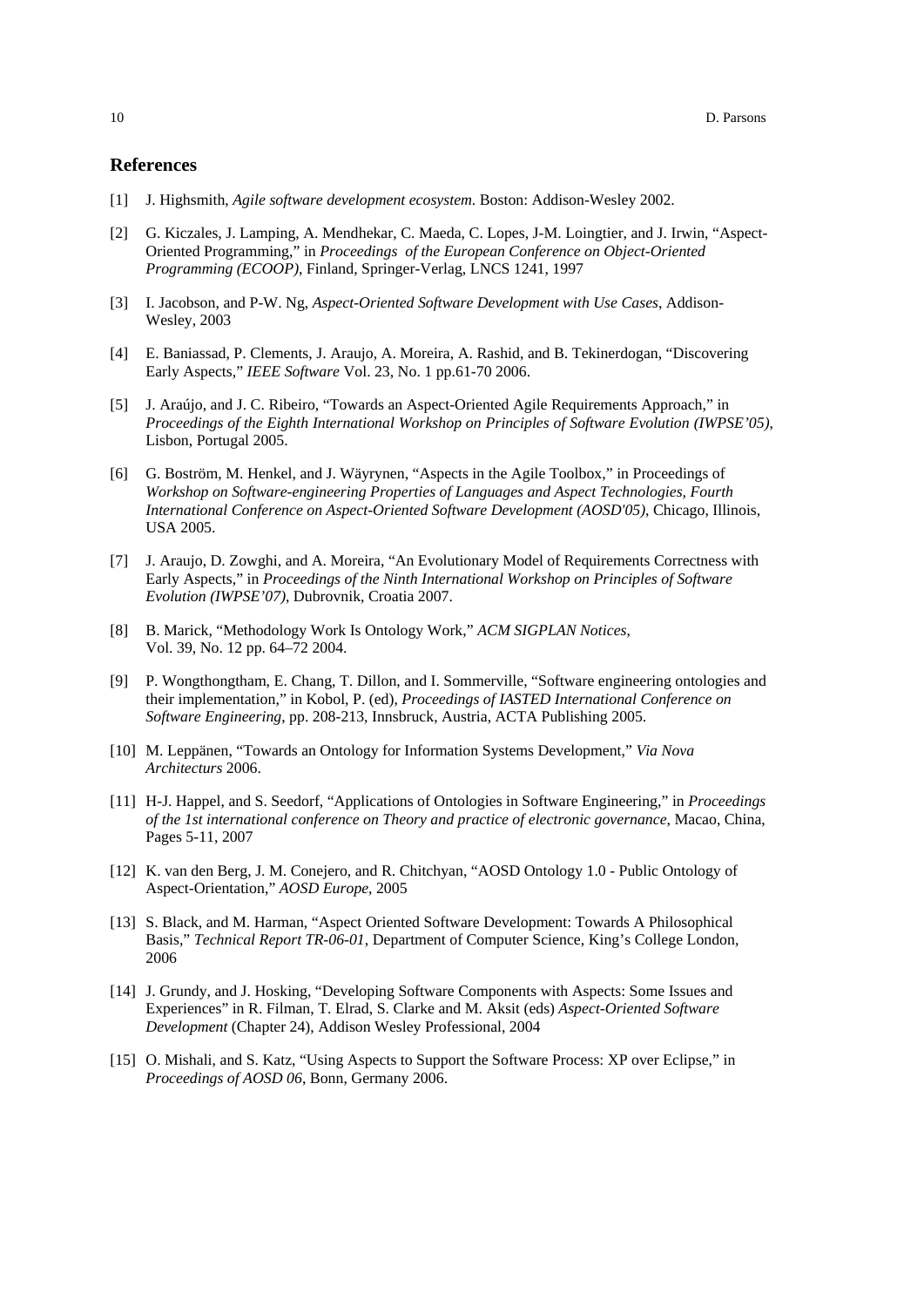## References

[1] J. Highsmith, *Agile software development ecosystem*. Boston: Addison-Wesley 2002.

[2] G. Kiczales, J. Lamping, A. Mendhekar, C. Maeda, C. Lopes, J-M. Loingtier, and J. Irwin, "Aspect-Oriented Programming," in *Proceedings of the European Conference on Object-Oriented Programming (ECOOP)*, Finland, Springer-Verlag, LNCS 1241, 1997

[3] I. Jacobson, and P-W. Ng, *Aspect-Oriented Software Development with Use Cases*, Addison-Wesley, 2003

[4] E. Baniassad, P. Clements, J. Araujo, A. Moreira, A. Rashid, and B. Tekinerdogan, "Discovering Early Aspects," *IEEE Software* Vol. 23, No. 1 pp.61-70 2006.

[5] J. Araújo, and J. C. Ribeiro, "Towards an Aspect-Oriented Agile Requirements Approach," in *Proceedings of the Eighth International Workshop on Principles of Software Evolution (IWPSE'05)*, Lisbon, Portugal 2005.

[6] G. Boström, M. Henkel, and J. Wäyrynen, "Aspects in the Agile Toolbox," in Proceedings of *Workshop on Software-engineering Properties of Languages and Aspect Technologies, Fourth International Conference on Aspect-Oriented Software Development (AOSD'05)*, Chicago, Illinois, USA 2005.

[7] J. Araujo, D. Zowghi, and A. Moreira, "An Evolutionary Model of Requirements Correctness with Early Aspects," in *Proceedings of the Ninth International Workshop on Principles of Software Evolution (IWPSE'07)*, Dubrovnik, Croatia 2007.

[8] B. Marick, "Methodology Work Is Ontology Work," *ACM SIGPLAN Notices*, Vol. 39, No. 12 pp. 64–72 2004.

[9] P. Wongthongtham, E. Chang, T. Dillon, and I. Sommerville, "Software engineering ontologies and their implementation," in Kobol, P. (ed), *Proceedings of IASTED International Conference on Software Engineering*, pp. 208-213, Innsbruck, Austria, ACTA Publishing 2005.

[10] M. Leppänen, "Towards an Ontology for Information Systems Development," *Via Nova Architecturs* 2006.

[11] H-J. Happel, and S. Seedorf, "Applications of Ontologies in Software Engineering," in *Proceedings of the 1st international conference on Theory and practice of electronic governance*, Macao, China, Pages 5-11, 2007

[12] K. van den Berg, J. M. Conejero, and R. Chitchyan, "AOSD Ontology 1.0 - Public Ontology of Aspect-Orientation," *AOSD Europe*, 2005

[13] S. Black, and M. Harman, "Aspect Oriented Software Development: Towards A Philosophical Basis," *Technical Report TR-06-01*, Department of Computer Science, King's College London, 2006

[14] J. Grundy, and J. Hosking, "Developing Software Components with Aspects: Some Issues and Experiences" in R. Filman, T. Elrad, S. Clarke and M. Aksit (eds) *Aspect-Oriented Software Development* (Chapter 24), Addison Wesley Professional, 2004

[15] O. Mishali, and S. Katz, "Using Aspects to Support the Software Process: XP over Eclipse," in *Proceedings of AOSD 06*, Bonn, Germany 2006.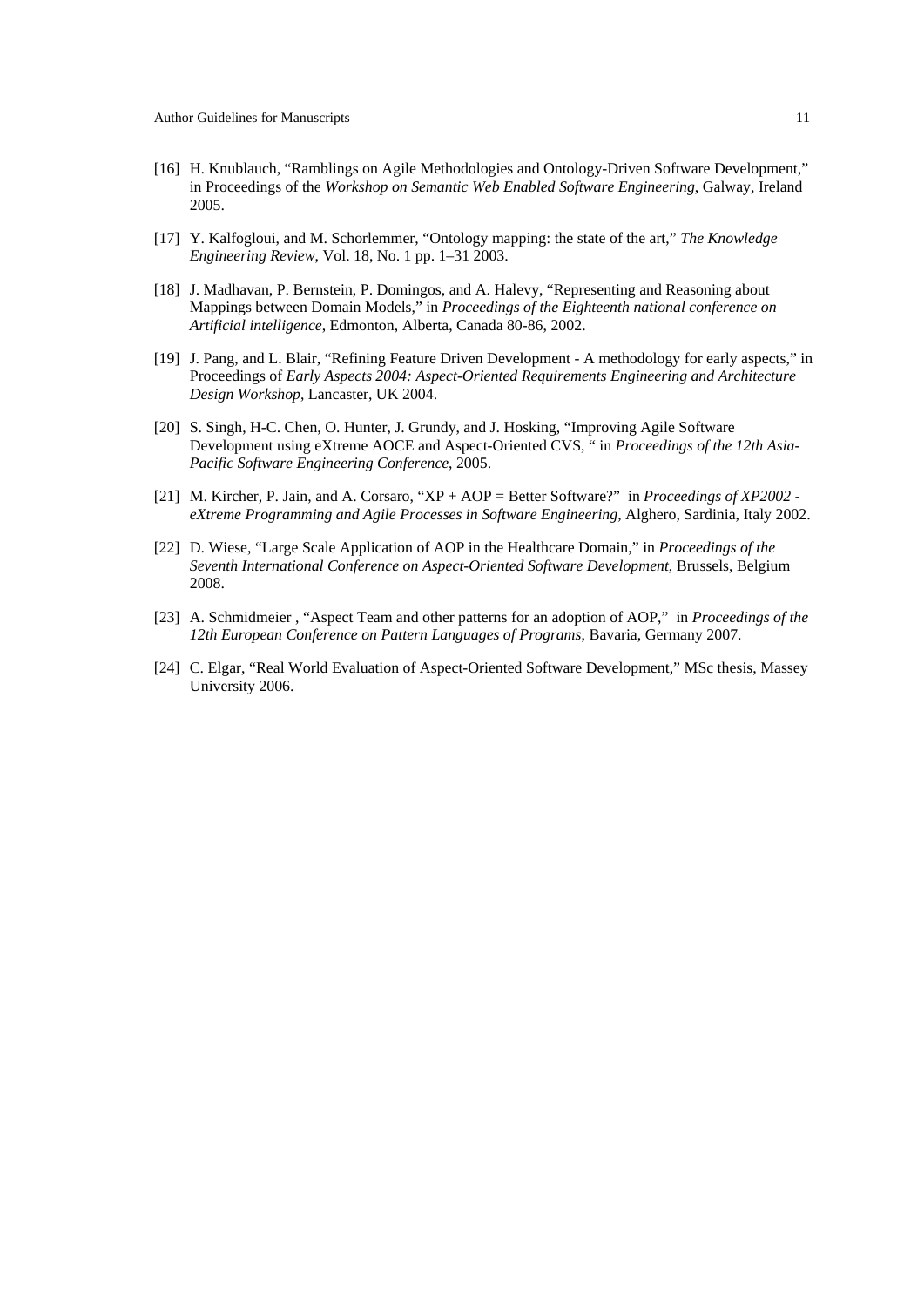[16] H. Knublauch, "Ramblings on Agile Methodologies and Ontology-Driven Software Development," in Proceedings of the *Workshop on Semantic Web Enabled Software Engineering*, Galway, Ireland 2005.

[17] Y. Kalfogloui, and M. Schorlemmer, "Ontology mapping: the state of the art," *The Knowledge Engineering Review*, Vol. 18, No. 1 pp. 1–31 2003.

[18] J. Madhavan, P. Bernstein, P. Domingos, and A. Halevy, "Representing and Reasoning about Mappings between Domain Models," in *Proceedings of the Eighteenth national conference on Artificial intelligence*, Edmonton, Alberta, Canada 80-86, 2002.

[19] J. Pang, and L. Blair, "Refining Feature Driven Development - A methodology for early aspects," in Proceedings of *Early Aspects 2004: Aspect-Oriented Requirements Engineering and Architecture Design Workshop*, Lancaster, UK 2004.

[20] S. Singh, H-C. Chen, O. Hunter, J. Grundy, and J. Hosking, "Improving Agile Software Development using eXtreme AOCE and Aspect-Oriented CVS, " in *Proceedings of the 12th Asia-Pacific Software Engineering Conference*, 2005.

[21] M. Kircher, P. Jain, and A. Corsaro, "XP + AOP = Better Software?" in *Proceedings of XP2002 - eXtreme Programming and Agile Processes in Software Engineering*, Alghero, Sardinia, Italy 2002.

[22] D. Wiese, "Large Scale Application of AOP in the Healthcare Domain," in *Proceedings of the Seventh International Conference on Aspect-Oriented Software Development*, Brussels, Belgium 2008.

[23] A. Schmidmeier , "Aspect Team and other patterns for an adoption of AOP," in *Proceedings of the 12th European Conference on Pattern Languages of Programs*, Bavaria, Germany 2007.

[24] C. Elgar, "Real World Evaluation of Aspect-Oriented Software Development," MSc thesis, Massey University 2006.